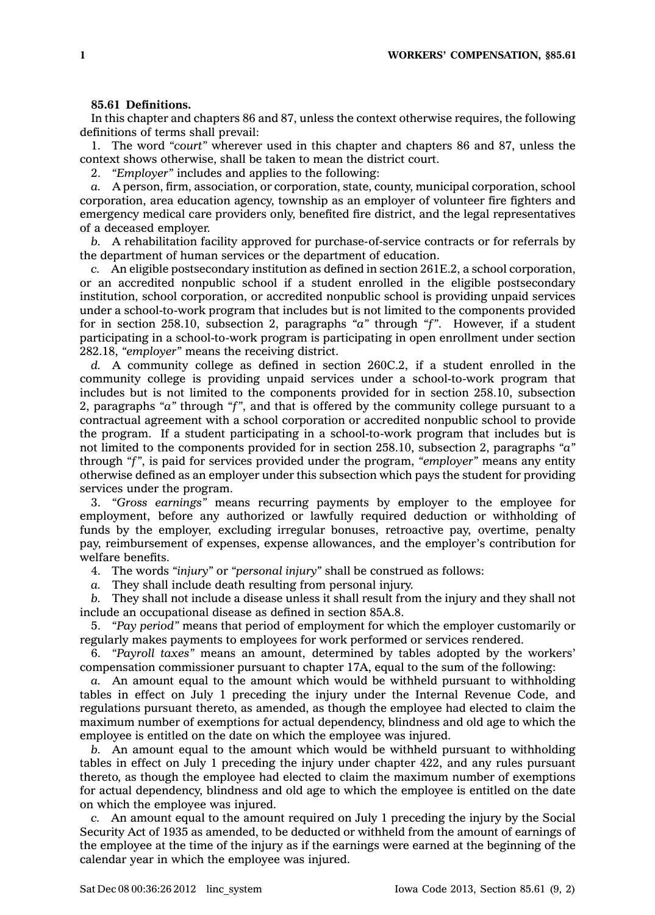**85.61 Definitions.**

In this chapter and chapters 86 and 87, unless the context otherwise requires, the following definitions of terms shall prevail:

1. The word *"court"* wherever used in this chapter and chapters 86 and 87, unless the context shows otherwise, shall be taken to mean the district court.

2. *"Employer"* includes and applies to the following:

*a.* A person, firm, association, or corporation, state, county, municipal corporation, school corporation, area education agency, township as an employer of volunteer fire fighters and emergency medical care providers only, benefited fire district, and the legal representatives of a deceased employer.

*b.* A rehabilitation facility approved for purchase-of-service contracts or for referrals by the department of human services or the department of education.

*c.* An eligible postsecondary institution as defined in section 261E.2, a school corporation, or an accredited nonpublic school if a student enrolled in the eligible postsecondary institution, school corporation, or accredited nonpublic school is providing unpaid services under a school-to-work program that includes but is not limited to the components provided for in section 258.10, subsection 2, paragraphs *"a"* through *"f"*. However, if a student participating in a school-to-work program is participating in open enrollment under section 282.18, *"employer"* means the receiving district.

*d.* A community college as defined in section 260C.2, if a student enrolled in the community college is providing unpaid services under a school-to-work program that includes but is not limited to the components provided for in section 258.10, subsection 2, paragraphs *"a"* through *"f"*, and that is offered by the community college pursuant to a contractual agreement with a school corporation or accredited nonpublic school to provide the program. If a student participating in a school-to-work program that includes but is not limited to the components provided for in section 258.10, subsection 2, paragraphs *"a"* through *"f"*, is paid for services provided under the program, *"employer"* means any entity otherwise defined as an employer under this subsection which pays the student for providing services under the program.

3. *"Gross earnings"* means recurring payments by employer to the employee for employment, before any authorized or lawfully required deduction or withholding of funds by the employer, excluding irregular bonuses, retroactive pay, overtime, penalty pay, reimbursement of expenses, expense allowances, and the employer's contribution for welfare benefits.

4. The words *"injury"* or *"personal injury"* shall be construed as follows:

*a.* They shall include death resulting from personal injury.

*b.* They shall not include a disease unless it shall result from the injury and they shall not include an occupational disease as defined in section 85A.8.

5. *"Pay period"* means that period of employment for which the employer customarily or regularly makes payments to employees for work performed or services rendered.

6. *"Payroll taxes"* means an amount, determined by tables adopted by the workers' compensation commissioner pursuant to chapter 17A, equal to the sum of the following:

*a.* An amount equal to the amount which would be withheld pursuant to withholding tables in effect on July 1 preceding the injury under the Internal Revenue Code, and regulations pursuant thereto, as amended, as though the employee had elected to claim the maximum number of exemptions for actual dependency, blindness and old age to which the employee is entitled on the date on which the employee was injured.

*b.* An amount equal to the amount which would be withheld pursuant to withholding tables in effect on July 1 preceding the injury under chapter 422, and any rules pursuant thereto, as though the employee had elected to claim the maximum number of exemptions for actual dependency, blindness and old age to which the employee is entitled on the date on which the employee was injured.

*c.* An amount equal to the amount required on July 1 preceding the injury by the Social Security Act of 1935 as amended, to be deducted or withheld from the amount of earnings of the employee at the time of the injury as if the earnings were earned at the beginning of the calendar year in which the employee was injured.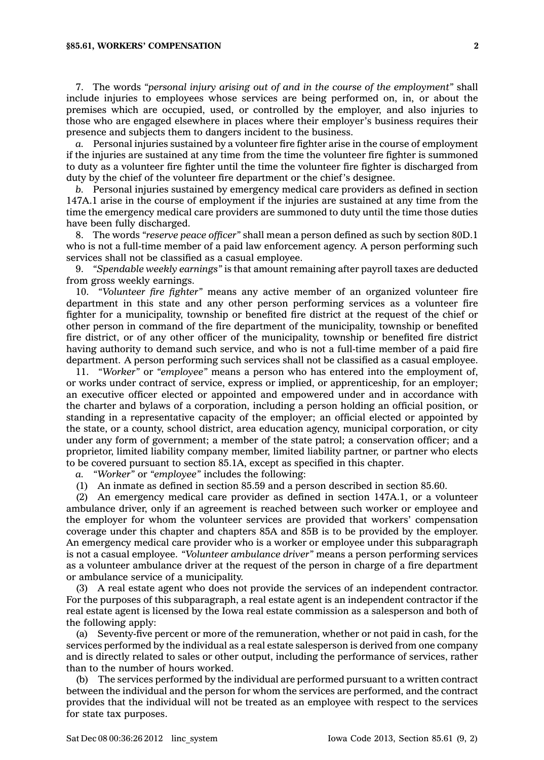7. The words *"personal injury arising out of and in the course of the employment"* shall include injuries to employees whose services are being performed on, in, or about the premises which are occupied, used, or controlled by the employer, and also injuries to those who are engaged elsewhere in places where their employer's business requires their presence and subjects them to dangers incident to the business.

*a.* Personal injuries sustained by a volunteer fire fighter arise in the course of employment if the injuries are sustained at any time from the time the volunteer fire fighter is summoned to duty as a volunteer fire fighter until the time the volunteer fire fighter is discharged from duty by the chief of the volunteer fire department or the chief's designee.

*b.* Personal injuries sustained by emergency medical care providers as defined in section 147A.1 arise in the course of employment if the injuries are sustained at any time from the time the emergency medical care providers are summoned to duty until the time those duties have been fully discharged.

8. The words *"reserve peace officer"* shall mean a person defined as such by section 80D.1 who is not a full-time member of a paid law enforcement agency. A person performing such services shall not be classified as a casual employee.

9. *"Spendable weekly earnings"* is that amount remaining after payroll taxes are deducted from gross weekly earnings.

10. *"Volunteer fire fighter"* means any active member of an organized volunteer fire department in this state and any other person performing services as a volunteer fire fighter for a municipality, township or benefited fire district at the request of the chief or other person in command of the fire department of the municipality, township or benefited fire district, or of any other officer of the municipality, township or benefited fire district having authority to demand such service, and who is not a full-time member of a paid fire department. A person performing such services shall not be classified as a casual employee.

11. *"Worker"* or *"employee"* means a person who has entered into the employment of, or works under contract of service, express or implied, or apprenticeship, for an employer; an executive officer elected or appointed and empowered under and in accordance with the charter and bylaws of a corporation, including a person holding an official position, or standing in a representative capacity of the employer; an official elected or appointed by the state, or a county, school district, area education agency, municipal corporation, or city under any form of government; a member of the state patrol; a conservation officer; and a proprietor, limited liability company member, limited liability partner, or partner who elects to be covered pursuant to section 85.1A, except as specified in this chapter.

*a.* *"Worker"* or *"employee"* includes the following:

(1) An inmate as defined in section 85.59 and a person described in section 85.60.

(2) An emergency medical care provider as defined in section 147A.1, or a volunteer ambulance driver, only if an agreement is reached between such worker or employee and the employer for whom the volunteer services are provided that workers' compensation coverage under this chapter and chapters 85A and 85B is to be provided by the employer. An emergency medical care provider who is a worker or employee under this subparagraph is not a casual employee. *"Volunteer ambulance driver"* means a person performing services as a volunteer ambulance driver at the request of the person in charge of a fire department or ambulance service of a municipality.

(3) A real estate agent who does not provide the services of an independent contractor. For the purposes of this subparagraph, a real estate agent is an independent contractor if the real estate agent is licensed by the Iowa real estate commission as a salesperson and both of the following apply:

(a) Seventy-five percent or more of the remuneration, whether or not paid in cash, for the services performed by the individual as a real estate salesperson is derived from one company and is directly related to sales or other output, including the performance of services, rather than to the number of hours worked.

(b) The services performed by the individual are performed pursuant to a written contract between the individual and the person for whom the services are performed, and the contract provides that the individual will not be treated as an employee with respect to the services for state tax purposes.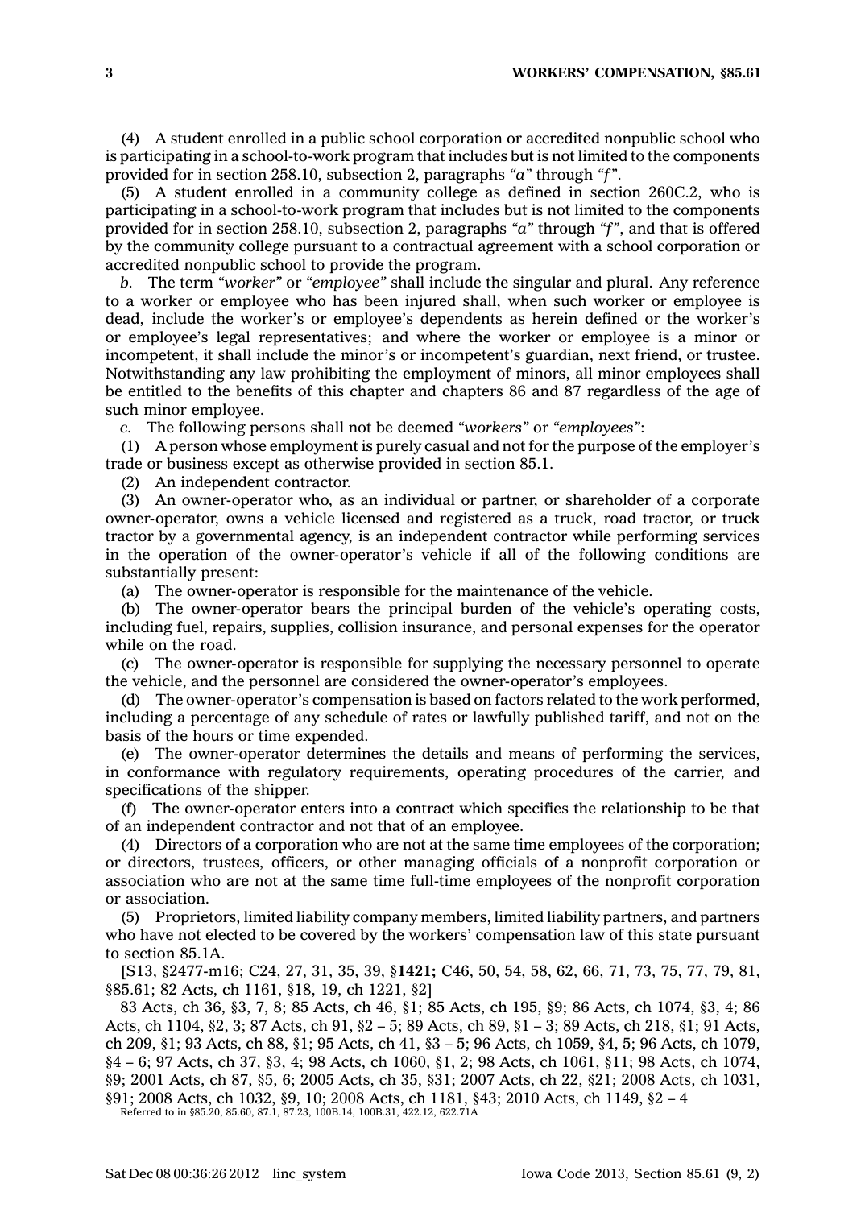(4) A student enrolled in a public school corporation or accredited nonpublic school who is participating in a school-to-work program that includes but is not limited to the components provided for in section 258.10, subsection 2, paragraphs *"a"* through *"f"*.

(5) A student enrolled in a community college as defined in section 260C.2, who is participating in a school-to-work program that includes but is not limited to the components provided for in section 258.10, subsection 2, paragraphs *"a"* through *"f"*, and that is offered by the community college pursuant to a contractual agreement with a school corporation or accredited nonpublic school to provide the program.

*b.* The term *"worker"* or *"employee"* shall include the singular and plural. Any reference to a worker or employee who has been injured shall, when such worker or employee is dead, include the worker's or employee's dependents as herein defined or the worker's or employee's legal representatives; and where the worker or employee is a minor or incompetent, it shall include the minor's or incompetent's guardian, next friend, or trustee. Notwithstanding any law prohibiting the employment of minors, all minor employees shall be entitled to the benefits of this chapter and chapters 86 and 87 regardless of the age of such minor employee.

*c.* The following persons shall not be deemed *"workers"* or *"employees"*:

(1) A person whose employment is purely casual and not for the purpose of the employer's trade or business except as otherwise provided in section 85.1.

(2) An independent contractor.

(3) An owner-operator who, as an individual or partner, or shareholder of a corporate owner-operator, owns a vehicle licensed and registered as a truck, road tractor, or truck tractor by a governmental agency, is an independent contractor while performing services in the operation of the owner-operator's vehicle if all of the following conditions are substantially present:

(a) The owner-operator is responsible for the maintenance of the vehicle.

(b) The owner-operator bears the principal burden of the vehicle's operating costs, including fuel, repairs, supplies, collision insurance, and personal expenses for the operator while on the road.

(c) The owner-operator is responsible for supplying the necessary personnel to operate the vehicle, and the personnel are considered the owner-operator's employees.

(d) The owner-operator's compensation is based on factors related to the work performed, including a percentage of any schedule of rates or lawfully published tariff, and not on the basis of the hours or time expended.

(e) The owner-operator determines the details and means of performing the services, in conformance with regulatory requirements, operating procedures of the carrier, and specifications of the shipper.

(f) The owner-operator enters into a contract which specifies the relationship to be that of an independent contractor and not that of an employee.

(4) Directors of a corporation who are not at the same time employees of the corporation; or directors, trustees, officers, or other managing officials of a nonprofit corporation or association who are not at the same time full-time employees of the nonprofit corporation or association.

(5) Proprietors, limited liability company members, limited liability partners, and partners who have not elected to be covered by the workers' compensation law of this state pursuant to section 85.1A.

[S13, §2477-m16; C24, 27, 31, 35, 39, §**1421;** C46, 50, 54, 58, 62, 66, 71, 73, 75, 77, 79, 81, §85.61; 82 Acts, ch 1161, §18, 19, ch 1221, §2]

83 Acts, ch 36, §3, 7, 8; 85 Acts, ch 46, §1; 85 Acts, ch 195, §9; 86 Acts, ch 1074, §3, 4; 86 Acts, ch 1104, §2, 3; 87 Acts, ch 91, §2 – 5; 89 Acts, ch 89, §1 – 3; 89 Acts, ch 218, §1; 91 Acts, ch 209, §1; 93 Acts, ch 88, §1; 95 Acts, ch 41, §3 – 5; 96 Acts, ch 1059, §4, 5; 96 Acts, ch 1079, §4 – 6; 97 Acts, ch 37, §3, 4; 98 Acts, ch 1060, §1, 2; 98 Acts, ch 1061, §11; 98 Acts, ch 1074, §9; 2001 Acts, ch 87, §5, 6; 2005 Acts, ch 35, §31; 2007 Acts, ch 22, §21; 2008 Acts, ch 1031, §91; 2008 Acts, ch 1032, §9, 10; 2008 Acts, ch 1181, §43; 2010 Acts, ch 1149, §2 – 4

Referred to in §85.20, 85.60, 87.1, 87.23, 100B.14, 100B.31, 422.12, 622.71A